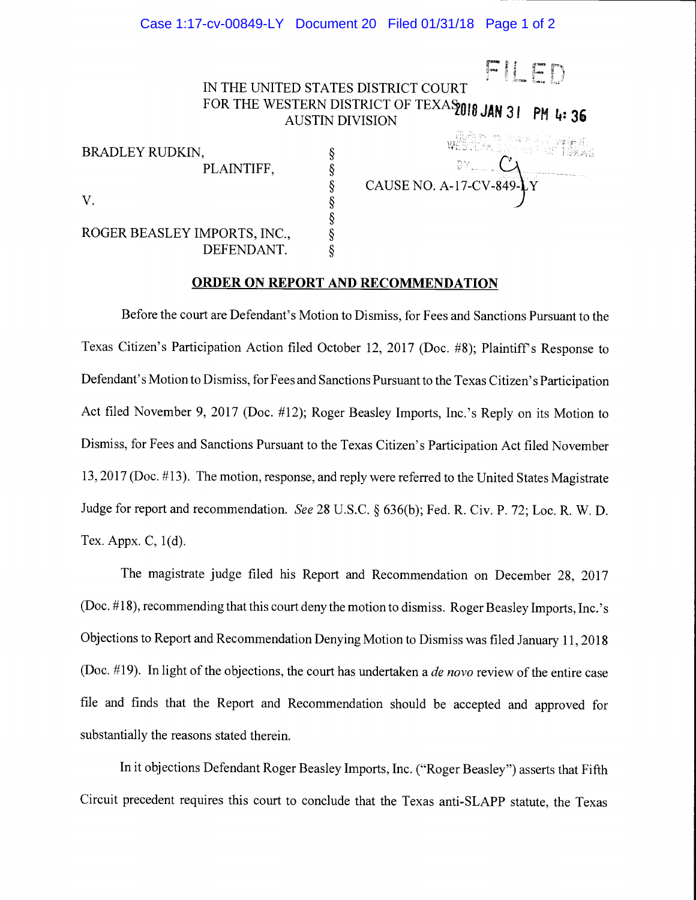IN THE UNITED STATES DISTRICT COURT
FOR THE WESTERN DISTRICT OF TEXAS
AUSTIN DIVISION

FILED
2018 JAN 31 PM 4: 36

| | | |
|---|---|---|
| BRADLEY RUDKIN, PLAINTIFF, | § | |
| | § | |
| V. | § | CAUSE NO. A-17-CV-849-LY |
| | § | |
| ROGER BEASLEY IMPORTS, INC., DEFENDANT. | § | |

## ORDER ON REPORT AND RECOMMENDATION

Before the court are Defendant's Motion to Dismiss, for Fees and Sanctions Pursuant to the Texas Citizen's Participation Action filed October 12, 2017 (Doc. #8); Plaintiff's Response to Defendant's Motion to Dismiss, for Fees and Sanctions Pursuant to the Texas Citizen's Participation Act filed November 9, 2017 (Doc. #12); Roger Beasley Imports, Inc.'s Reply on its Motion to Dismiss, for Fees and Sanctions Pursuant to the Texas Citizen's Participation Act filed November 13, 2017 (Doc. #13). The motion, response, and reply were referred to the United States Magistrate Judge for report and recommendation. *See* 28 U.S.C. § 636(b); Fed. R. Civ. P. 72; Loc. R. W. D. Tex. Appx. C, 1(d).

The magistrate judge filed his Report and Recommendation on December 28, 2017 (Doc. #18), recommending that this court deny the motion to dismiss. Roger Beasley Imports, Inc.'s Objections to Report and Recommendation Denying Motion to Dismiss was filed January 11, 2018 (Doc. #19). In light of the objections, the court has undertaken a *de novo* review of the entire case file and finds that the Report and Recommendation should be accepted and approved for substantially the reasons stated therein.

In it objections Defendant Roger Beasley Imports, Inc. ("Roger Beasley") asserts that Fifth Circuit precedent requires this court to conclude that the Texas anti-SLAPP statute, the Texas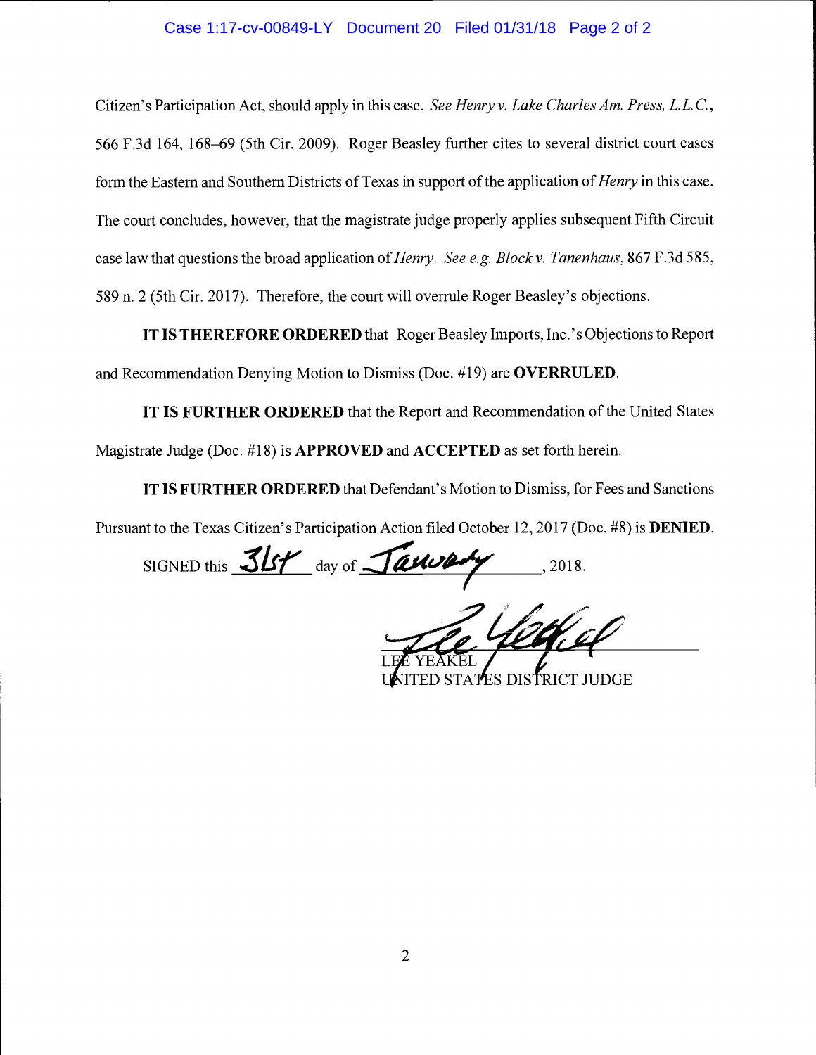Citizen's Participation Act, should apply in this case. *See Henry v. Lake Charles Am. Press, L.L.C.*, 566 F.3d 164, 168–69 (5th Cir. 2009). Roger Beasley further cites to several district court cases form the Eastern and Southern Districts of Texas in support of the application of *Henry* in this case. The court concludes, however, that the magistrate judge properly applies subsequent Fifth Circuit case law that questions the broad application of *Henry*. *See e.g. Block v. Tanenhaus*, 867 F.3d 585, 589 n. 2 (5th Cir. 2017). Therefore, the court will overrule Roger Beasley's objections.

**IT IS THEREFORE ORDERED** that Roger Beasley Imports, Inc.'s Objections to Report and Recommendation Denying Motion to Dismiss (Doc. #19) are **OVERRULED**.

**IT IS FURTHER ORDERED** that the Report and Recommendation of the United States Magistrate Judge (Doc. #18) is **APPROVED** and **ACCEPTED** as set forth herein.

**IT IS FURTHER ORDERED** that Defendant's Motion to Dismiss, for Fees and Sanctions Pursuant to the Texas Citizen's Participation Action filed October 12, 2017 (Doc. #8) is **DENIED**.

SIGNED this 31st day of January, 2018.

LEE YEAKEL
UNITED STATES DISTRICT JUDGE